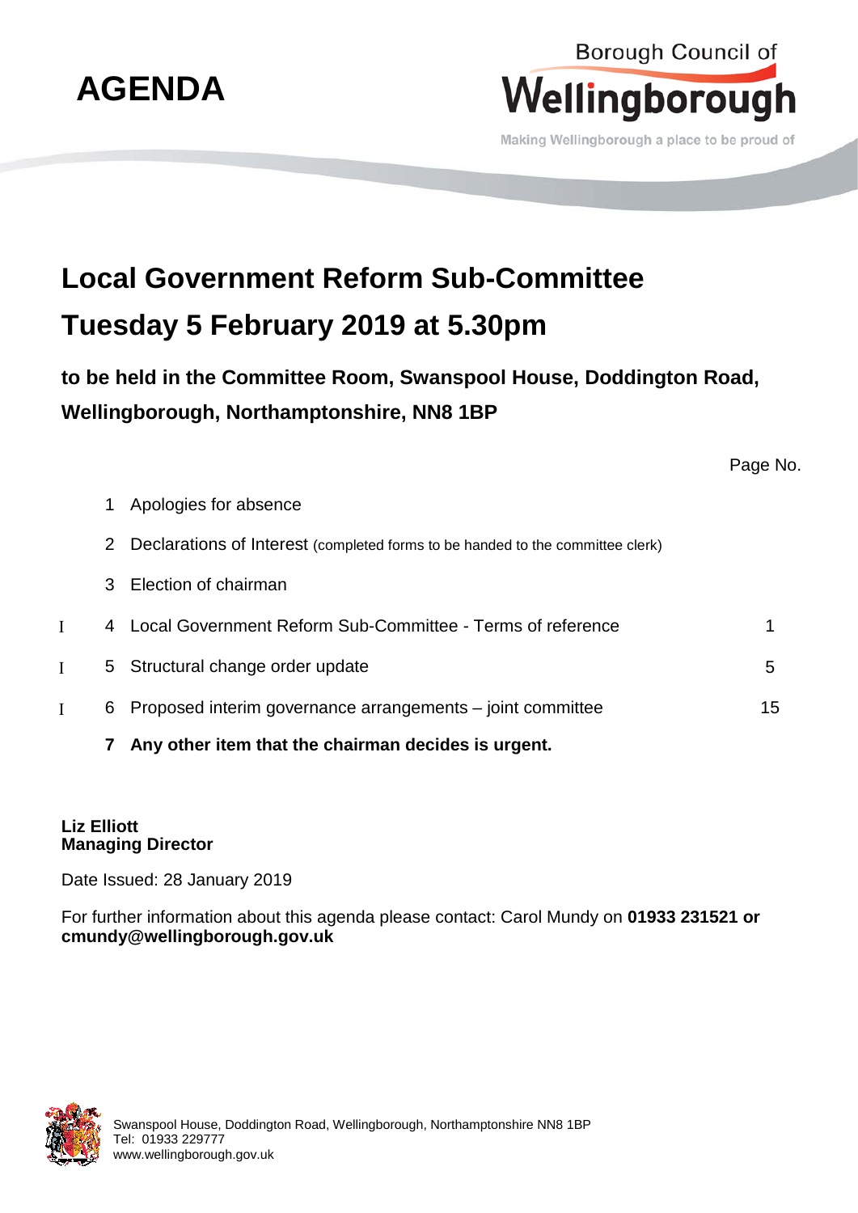# AGENDA

Borough Council of **Wellingborough**

Making Wellingborough a place to be proud of

# Local Government Reform Sub-Committee

# Tuesday 5 February 2019 at 5.30pm

**to be held in the Committee Room, Swanspool House, Doddington Road, Wellingborough, Northamptonshire, NN8 1BP**

| | | | Page No. |
|---|---|---|---|
| | 1 | Apologies for absence | |
| | 2 | Declarations of Interest (completed forms to be handed to the committee clerk) | |
| | 3 | Election of chairman | |
| I | 4 | Local Government Reform Sub-Committee - Terms of reference | 1 |
| I | 5 | Structural change order update | 5 |
| I | 6 | Proposed interim governance arrangements – joint committee | 15 |
| | **7** | **Any other item that the chairman decides is urgent.** | |

**Liz Elliott**
**Managing Director**

Date Issued: 28 January 2019

For further information about this agenda please contact: Carol Mundy on **01933 231521 or cmundy@wellingborough.gov.uk**

Swanspool House, Doddington Road, Wellingborough, Northamptonshire NN8 1BP
Tel: 01933 229777
www.wellingborough.gov.uk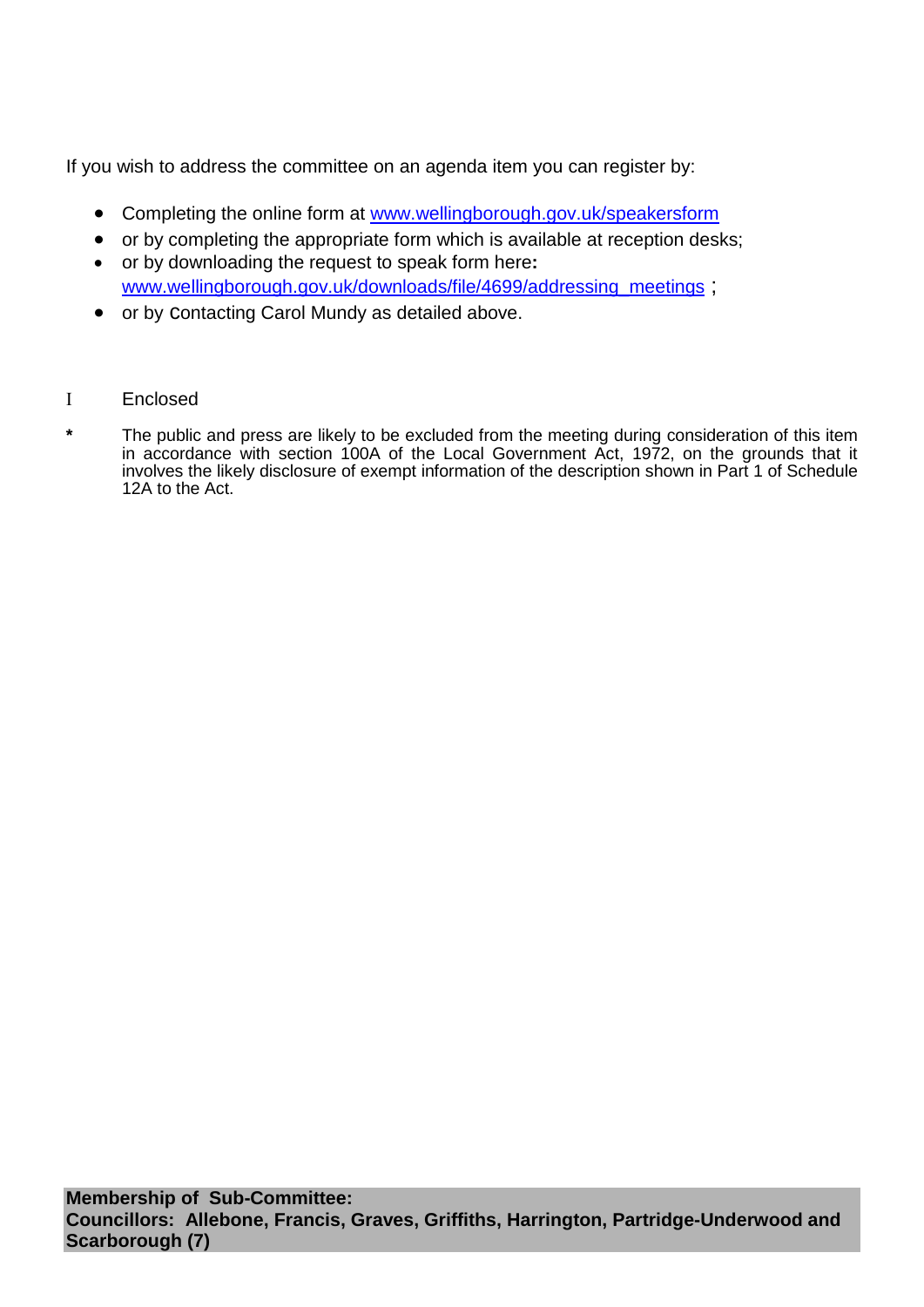If you wish to address the committee on an agenda item you can register by:

- Completing the online form at www.wellingborough.gov.uk/speakersform
- or by completing the appropriate form which is available at reception desks;
- or by downloading the request to speak form here**:** www.wellingborough.gov.uk/downloads/file/4699/addressing_meetings ;
- or by contacting Carol Mundy as detailed above.

I Enclosed

**\*** The public and press are likely to be excluded from the meeting during consideration of this item in accordance with section 100A of the Local Government Act, 1972, on the grounds that it involves the likely disclosure of exempt information of the description shown in Part 1 of Schedule 12A to the Act.

**Membership of Sub-Committee:**
**Councillors: Allebone, Francis, Graves, Griffiths, Harrington, Partridge-Underwood and Scarborough (7)**